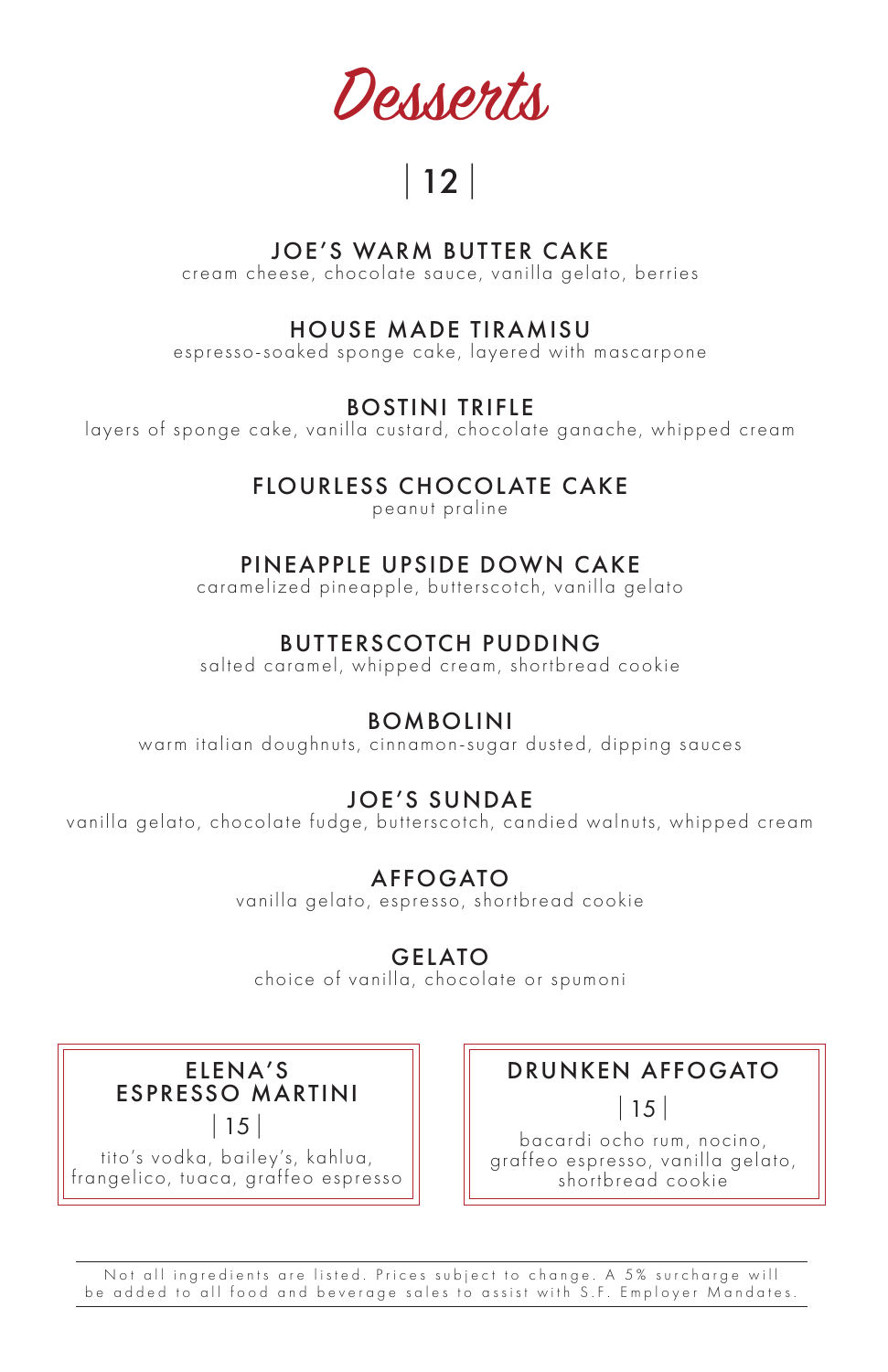# Desserts

| 12 |

### JOE'S WARM BUTTER CAKE
cream cheese, chocolate sauce, vanilla gelato, berries

### HOUSE MADE TIRAMISU
espresso-soaked sponge cake, layered with mascarpone

### BOSTINI TRIFLE
layers of sponge cake, vanilla custard, chocolate ganache, whipped cream

### FLOURLESS CHOCOLATE CAKE
peanut praline

### PINEAPPLE UPSIDE DOWN CAKE
caramelized pineapple, butterscotch, vanilla gelato

### BUTTERSCOTCH PUDDING
salted caramel, whipped cream, shortbread cookie

### BOMBOLINI
warm italian doughnuts, cinnamon-sugar dusted, dipping sauces

### JOE'S SUNDAE
vanilla gelato, chocolate fudge, butterscotch, candied walnuts, whipped cream

### AFFOGATO
vanilla gelato, espresso, shortbread cookie

### GELATO
choice of vanilla, chocolate or spumoni

### ELENA'S ESPRESSO MARTINI
| 15 |

tito's vodka, bailey's, kahlua, frangelico, tuaca, graffeo espresso

### DRUNKEN AFFOGATO
| 15 |

bacardi ocho rum, nocino, graffeo espresso, vanilla gelato, shortbread cookie

Not all ingredients are listed. Prices subject to change. A 5% surcharge will be added to all food and beverage sales to assist with S.F. Employer Mandates.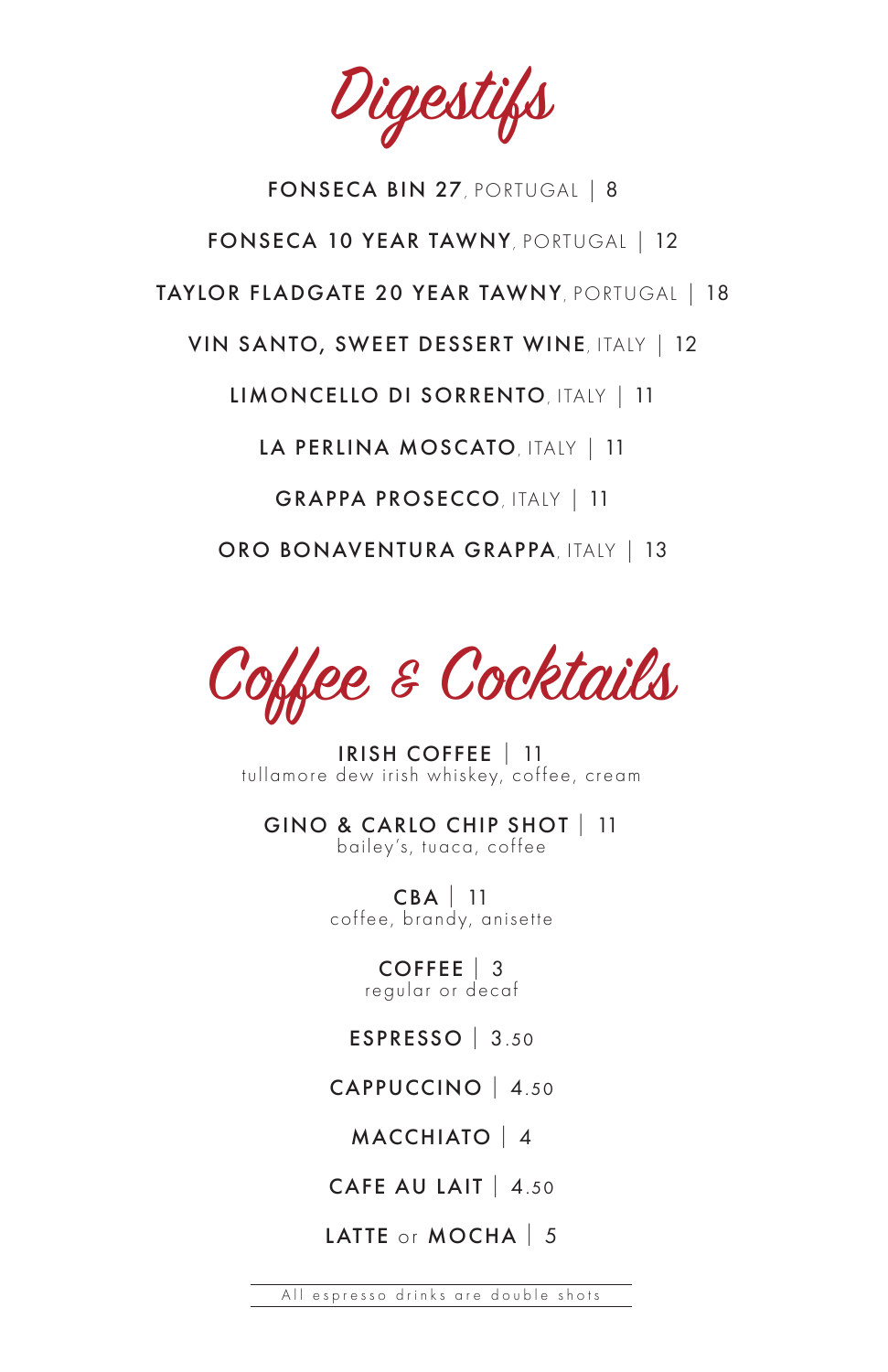# Digestifs

**FONSECA BIN 27**, PORTUGAL | 8

**FONSECA 10 YEAR TAWNY**, PORTUGAL | 12

**TAYLOR FLADGATE 20 YEAR TAWNY**, PORTUGAL | 18

**VIN SANTO, SWEET DESSERT WINE**, ITALY | 12

**LIMONCELLO DI SORRENTO**, ITALY | 11

**LA PERLINA MOSCATO**, ITALY | 11

**GRAPPA PROSECCO**, ITALY | 11

**ORO BONAVENTURA GRAPPA**, ITALY | 13

# Coffee & Cocktails

**IRISH COFFEE** | 11
tullamore dew irish whiskey, coffee, cream

**GINO & CARLO CHIP SHOT** | 11
bailey's, tuaca, coffee

**CBA** | 11
coffee, brandy, anisette

**COFFEE** | 3
regular or decaf

**ESPRESSO** | 3.50

**CAPPUCCINO** | 4.50

**MACCHIATO** | 4

**CAFE AU LAIT** | 4.50

**LATTE** or **MOCHA** | 5

All espresso drinks are double shots